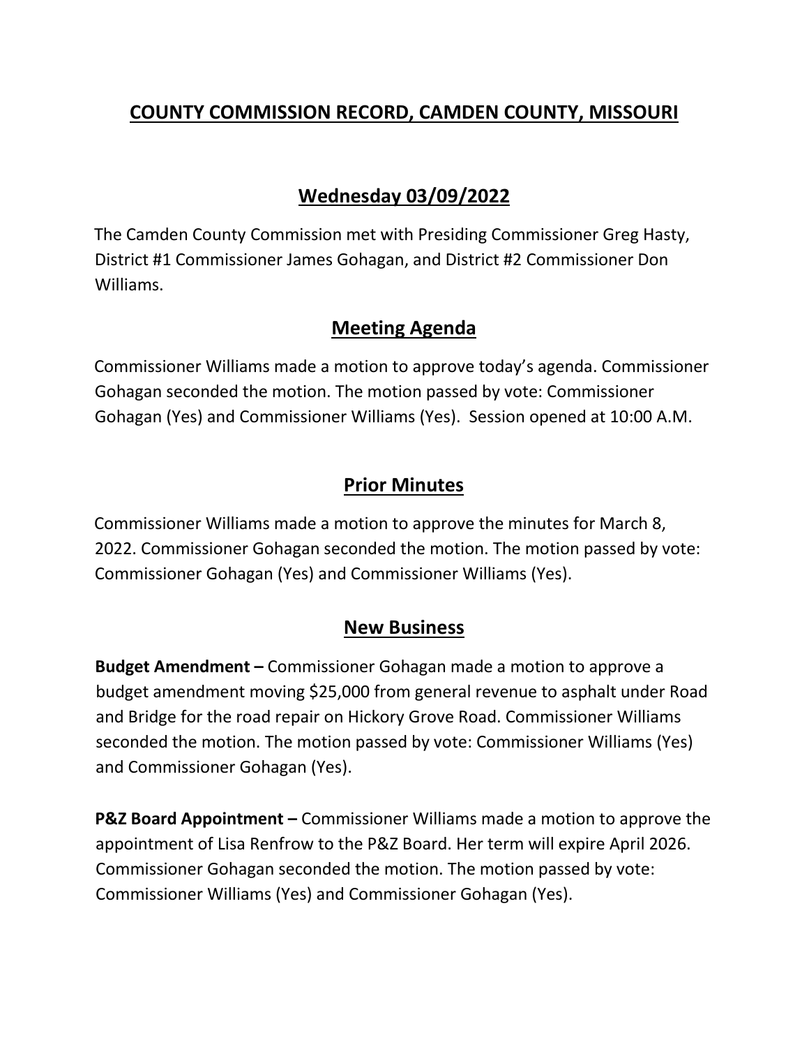# COUNTY COMMISSION RECORD, CAMDEN COUNTY, MISSOURI

## Wednesday 03/09/2022

The Camden County Commission met with Presiding Commissioner Greg Hasty, District #1 Commissioner James Gohagan, and District #2 Commissioner Don Williams.

## Meeting Agenda

Commissioner Williams made a motion to approve today's agenda. Commissioner Gohagan seconded the motion. The motion passed by vote: Commissioner Gohagan (Yes) and Commissioner Williams (Yes). Session opened at 10:00 A.M.

## Prior Minutes

Commissioner Williams made a motion to approve the minutes for March 8, 2022. Commissioner Gohagan seconded the motion. The motion passed by vote: Commissioner Gohagan (Yes) and Commissioner Williams (Yes).

## New Business

**Budget Amendment –** Commissioner Gohagan made a motion to approve a budget amendment moving $25,000 from general revenue to asphalt under Road and Bridge for the road repair on Hickory Grove Road. Commissioner Williams seconded the motion. The motion passed by vote: Commissioner Williams (Yes) and Commissioner Gohagan (Yes).

**P&Z Board Appointment –** Commissioner Williams made a motion to approve the appointment of Lisa Renfrow to the P&Z Board. Her term will expire April 2026. Commissioner Gohagan seconded the motion. The motion passed by vote: Commissioner Williams (Yes) and Commissioner Gohagan (Yes).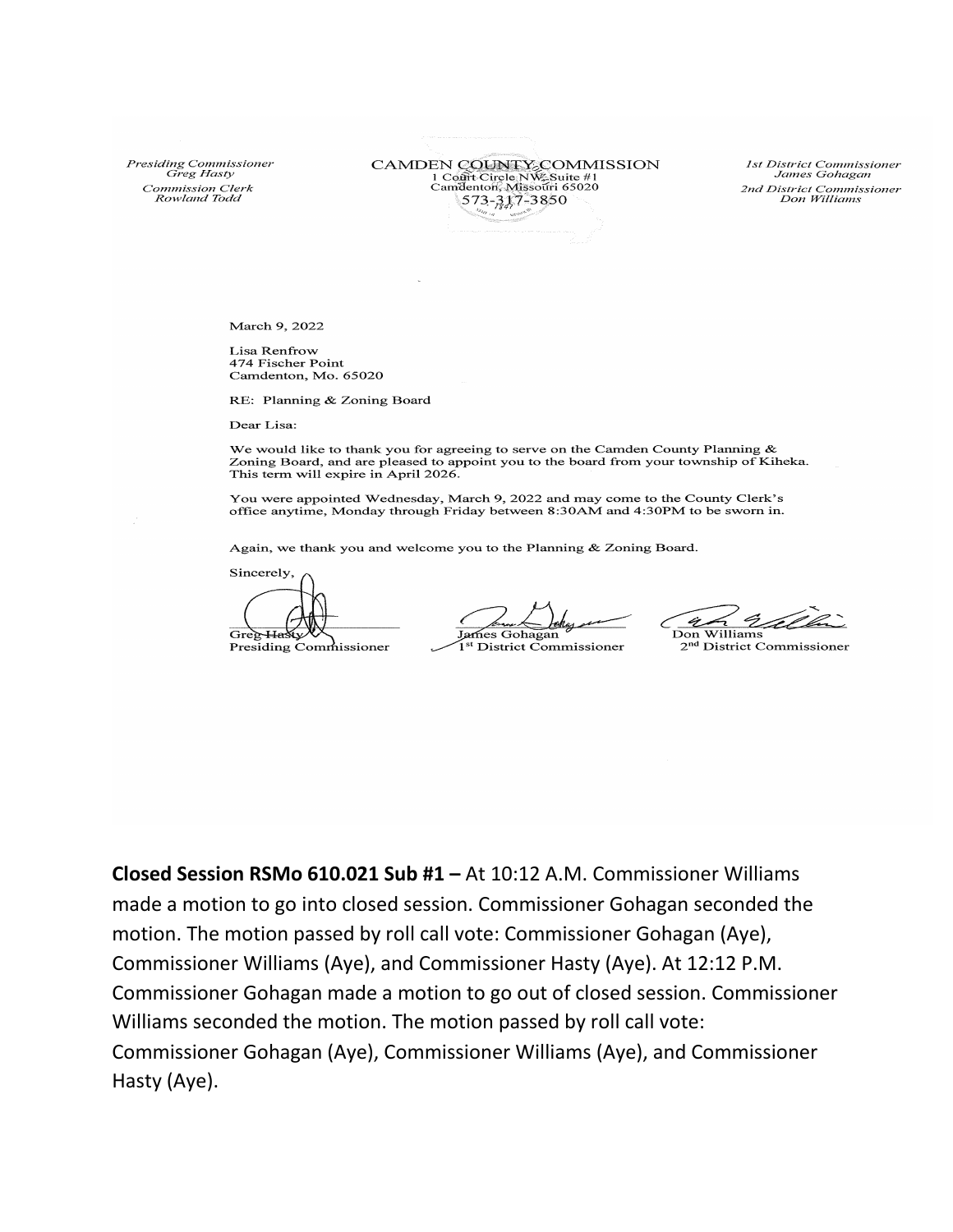*Presiding Commissioner*
*Greg Hasty*
*Commission Clerk*
*Rowland Todd*

CAMDEN COUNTY COMMISSION
1 Court Circle NW, Suite #1
Camdenton, Missouri 65020
573-317-3850

*1st District Commissioner*
*James Gohagan*
*2nd District Commissioner*
*Don Williams*

March 9, 2022

Lisa Renfrow
474 Fischer Point
Camdenton, Mo. 65020

RE: Planning & Zoning Board

Dear Lisa:

We would like to thank you for agreeing to serve on the Camden County Planning & Zoning Board, and are pleased to appoint you to the board from your township of Kiheka. This term will expire in April 2026.

You were appointed Wednesday, March 9, 2022 and may come to the County Clerk's office anytime, Monday through Friday between 8:30AM and 4:30PM to be sworn in.

Again, we thank you and welcome you to the Planning & Zoning Board.

Sincerely,

Greg Hasty
Presiding Commissioner

James Gohagan
1st District Commissioner

Don Williams
2nd District Commissioner

**Closed Session RSMo 610.021 Sub #1 –** At 10:12 A.M. Commissioner Williams made a motion to go into closed session. Commissioner Gohagan seconded the motion. The motion passed by roll call vote: Commissioner Gohagan (Aye), Commissioner Williams (Aye), and Commissioner Hasty (Aye). At 12:12 P.M. Commissioner Gohagan made a motion to go out of closed session. Commissioner Williams seconded the motion. The motion passed by roll call vote: Commissioner Gohagan (Aye), Commissioner Williams (Aye), and Commissioner Hasty (Aye).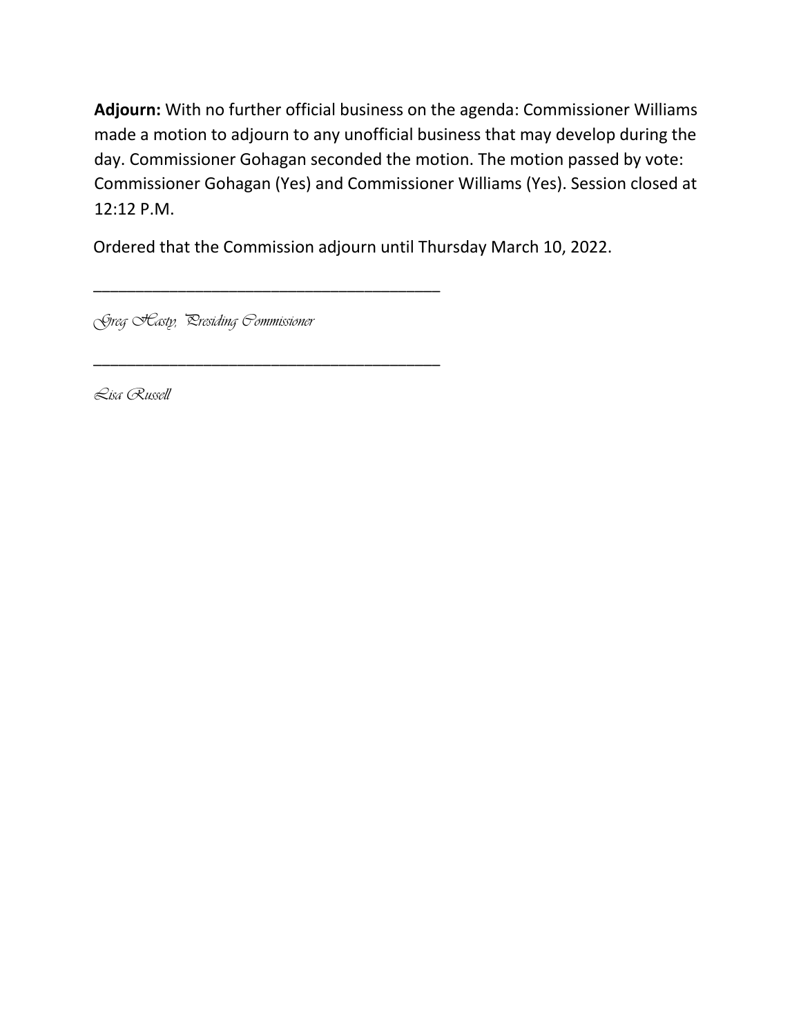**Adjourn:** With no further official business on the agenda: Commissioner Williams made a motion to adjourn to any unofficial business that may develop during the day. Commissioner Gohagan seconded the motion. The motion passed by vote: Commissioner Gohagan (Yes) and Commissioner Williams (Yes). Session closed at 12:12 P.M.

Ordered that the Commission adjourn until Thursday March 10, 2022.

\_\_\_\_\_\_\_\_\_\_\_\_\_\_\_\_\_\_\_\_\_\_\_\_\_\_\_\_\_\_\_\_\_\_\_\_\_\_\_\_\_\_\_\_

*Greg Hasty, Presiding Commissioner*

\_\_\_\_\_\_\_\_\_\_\_\_\_\_\_\_\_\_\_\_\_\_\_\_\_\_\_\_\_\_\_\_\_\_\_\_\_\_\_\_\_\_\_\_

*Lisa Russell*